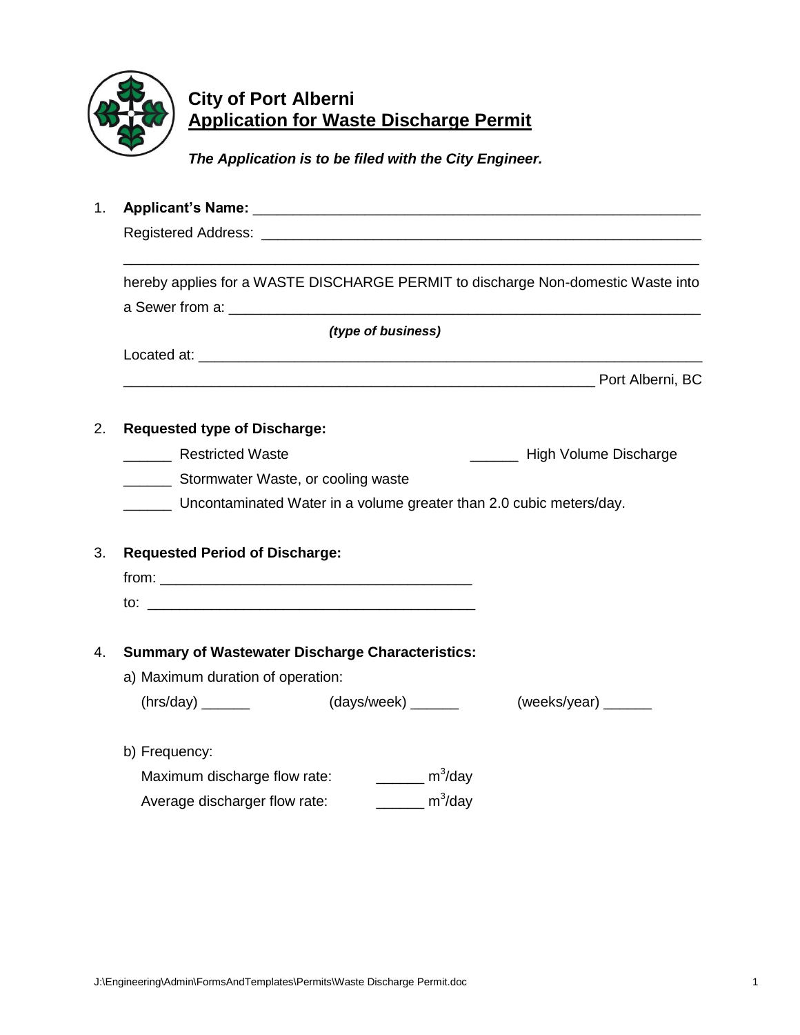# City of Port Alberni
## Application for Waste Discharge Permit

***The Application is to be filed with the City Engineer.***

1. **Applicant's Name:** ____________________________________________________

   Registered Address: ____________________________________________________

   ______________________________________________________________________

   hereby applies for a WASTE DISCHARGE PERMIT to discharge Non-domestic Waste into a Sewer from a: ____________________________________________________

   ***(type of business)***

   Located at: ____________________________________________________

   ____________________________________________________ Port Alberni, BC

2. **Requested type of Discharge:**

   ______ Restricted Waste

   ______ High Volume Discharge

   ______ Stormwater Waste, or cooling waste

   ______ Uncontaminated Water in a volume greater than 2.0 cubic meters/day.

3. **Requested Period of Discharge:**

   from: ________________________________________

   to: ________________________________________

4. **Summary of Wastewater Discharge Characteristics:**

   a) Maximum duration of operation:

   (hrs/day) ______ (days/week) ______ (weeks/year) ______

   b) Frequency:

   Maximum discharge flow rate: ______ $m^3$/day

   Average discharger flow rate: ______ $m^3$/day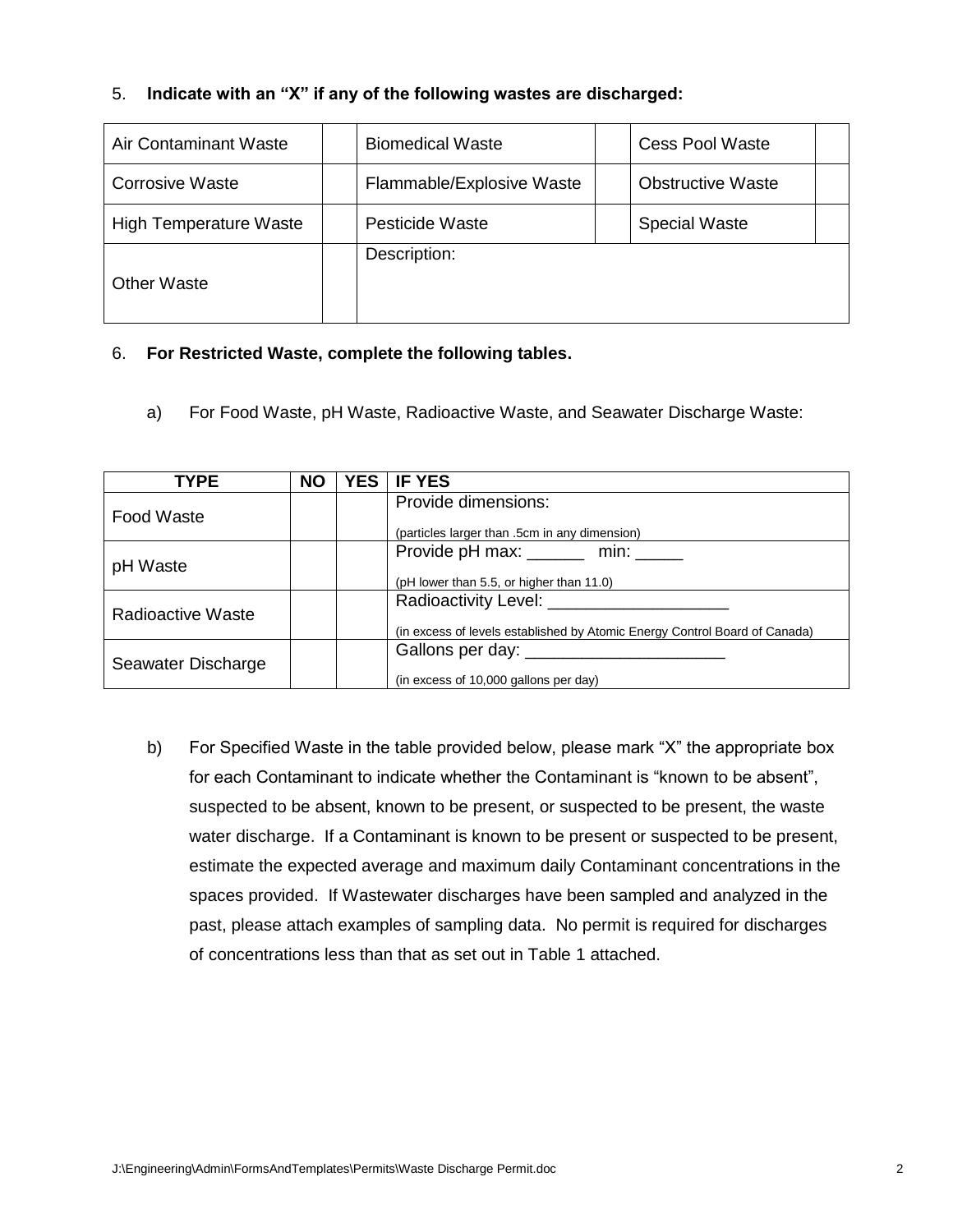5. **Indicate with an "X" if any of the following wastes are discharged:**

| Air Contaminant Waste | | Biomedical Waste | | Cess Pool Waste | |
|---|---|---|---|---|---|
| Corrosive Waste | | Flammable/Explosive Waste | | Obstructive Waste | |
| High Temperature Waste | | Pesticide Waste | | Special Waste | |
| Other Waste | | Description: | | | |

6. **For Restricted Waste, complete the following tables.**

a) For Food Waste, pH Waste, Radioactive Waste, and Seawater Discharge Waste:

| TYPE | NO | YES | IF YES |
|---|---|---|---|
| Food Waste | | | Provide dimensions:<br>(particles larger than .5cm in any dimension) |
| pH Waste | | | Provide pH max: ______ min: _____<br>(pH lower than 5.5, or higher than 11.0) |
| Radioactive Waste | | | Radioactivity Level: ___________________<br>(in excess of levels established by Atomic Energy Control Board of Canada) |
| Seawater Discharge | | | Gallons per day: _____________________<br>(in excess of 10,000 gallons per day) |

b) For Specified Waste in the table provided below, please mark "X" the appropriate box for each Contaminant to indicate whether the Contaminant is "known to be absent", suspected to be absent, known to be present, or suspected to be present, the waste water discharge. If a Contaminant is known to be present or suspected to be present, estimate the expected average and maximum daily Contaminant concentrations in the spaces provided. If Wastewater discharges have been sampled and analyzed in the past, please attach examples of sampling data. No permit is required for discharges of concentrations less than that as set out in Table 1 attached.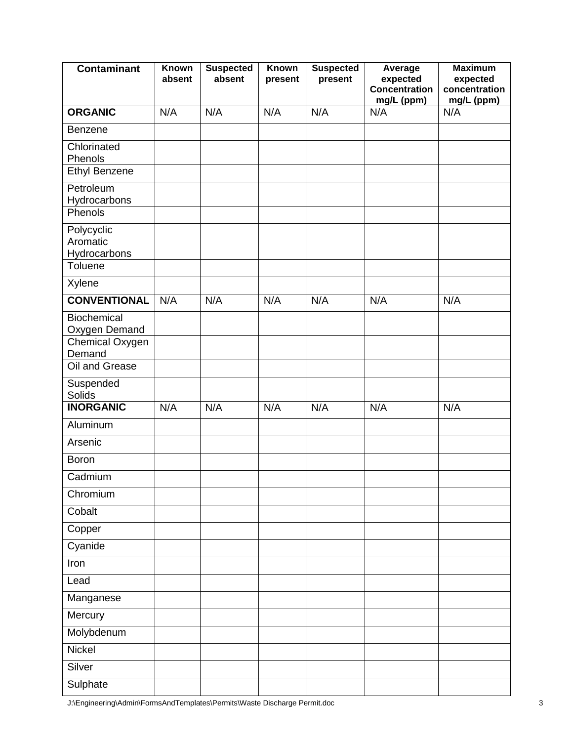| Contaminant | Known absent | Suspected absent | Known present | Suspected present | Average expected Concentration mg/L (ppm) | Maximum expected concentration mg/L (ppm) |
|---|---|---|---|---|---|---|
| **ORGANIC** | N/A | N/A | N/A | N/A | N/A | N/A |
| Benzene | | | | | | |
| Chlorinated Phenols | | | | | | |
| Ethyl Benzene | | | | | | |
| Petroleum Hydrocarbons | | | | | | |
| Phenols | | | | | | |
| Polycyclic Aromatic Hydrocarbons | | | | | | |
| Toluene | | | | | | |
| Xylene | | | | | | |
| **CONVENTIONAL** | N/A | N/A | N/A | N/A | N/A | N/A |
| Biochemical Oxygen Demand | | | | | | |
| Chemical Oxygen Demand | | | | | | |
| Oil and Grease | | | | | | |
| Suspended Solids | | | | | | |
| **INORGANIC** | N/A | N/A | N/A | N/A | N/A | N/A |
| Aluminum | | | | | | |
| Arsenic | | | | | | |
| Boron | | | | | | |
| Cadmium | | | | | | |
| Chromium | | | | | | |
| Cobalt | | | | | | |
| Copper | | | | | | |
| Cyanide | | | | | | |
| Iron | | | | | | |
| Lead | | | | | | |
| Manganese | | | | | | |
| Mercury | | | | | | |
| Molybdenum | | | | | | |
| Nickel | | | | | | |
| Silver | | | | | | |
| Sulphate | | | | | | |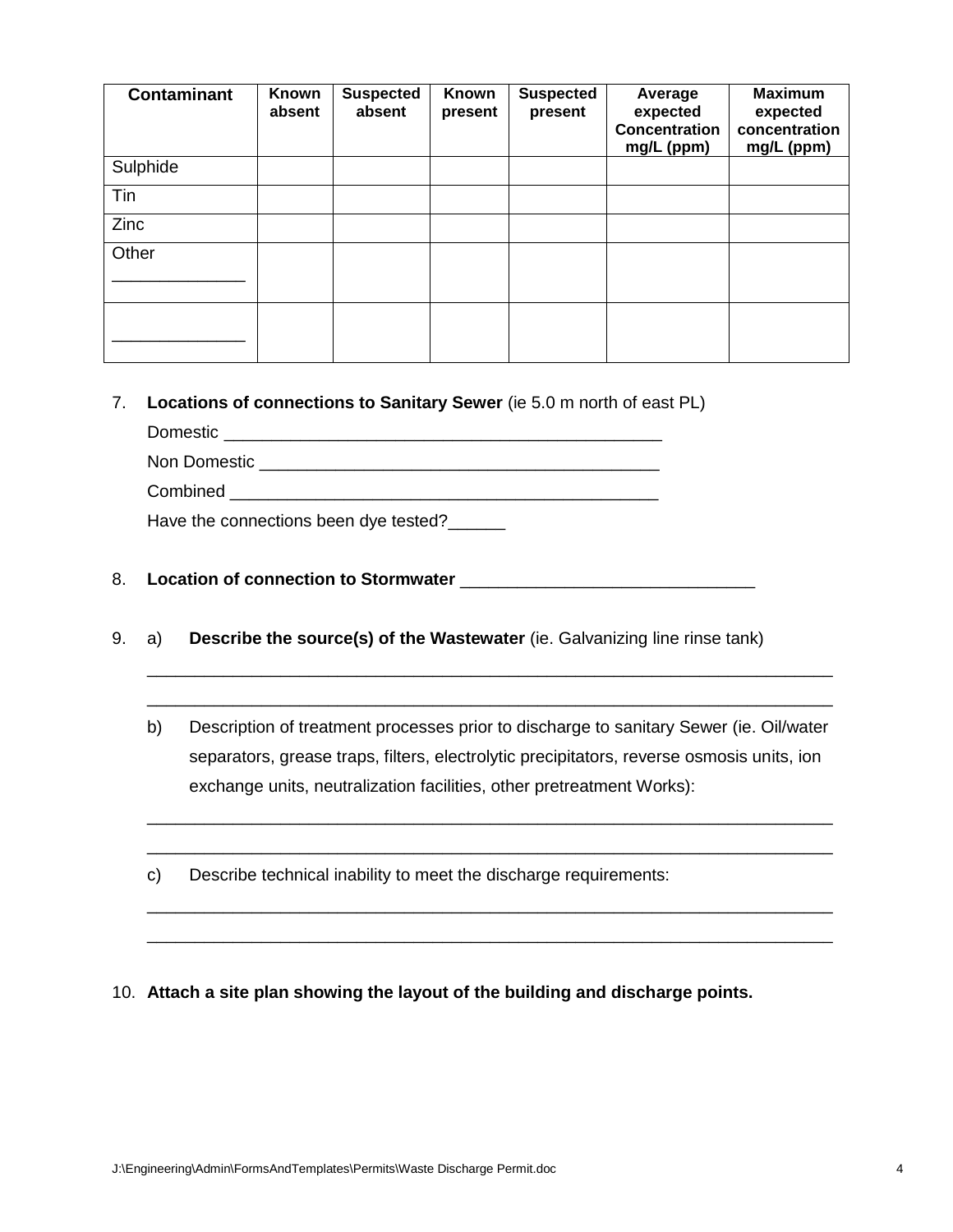| Contaminant | Known absent | Suspected absent | Known present | Suspected present | Average expected Concentration mg/L (ppm) | Maximum expected concentration mg/L (ppm) |
|---|---|---|---|---|---|---|
| Sulphide | | | | | | |
| Tin | | | | | | |
| Zinc | | | | | | |
| Other ______________ | | | | | | |
| ______________ | | | | | | |

7. **Locations of connections to Sanitary Sewer** (ie 5.0 m north of east PL)

   Domestic ________________________________________________

   Non Domestic ____________________________________________

   Combined ________________________________________________

   Have the connections been dye tested?______

8. **Location of connection to Stormwater** ________________________________

9. a) **Describe the source(s) of the Wastewater** (ie. Galvanizing line rinse tank)

   ____________________________________________________________________________

   ____________________________________________________________________________

   b) Description of treatment processes prior to discharge to sanitary Sewer (ie. Oil/water separators, grease traps, filters, electrolytic precipitators, reverse osmosis units, ion exchange units, neutralization facilities, other pretreatment Works):

   ____________________________________________________________________________

   ____________________________________________________________________________

   c) Describe technical inability to meet the discharge requirements:

   ____________________________________________________________________________

   ____________________________________________________________________________

10. **Attach a site plan showing the layout of the building and discharge points.**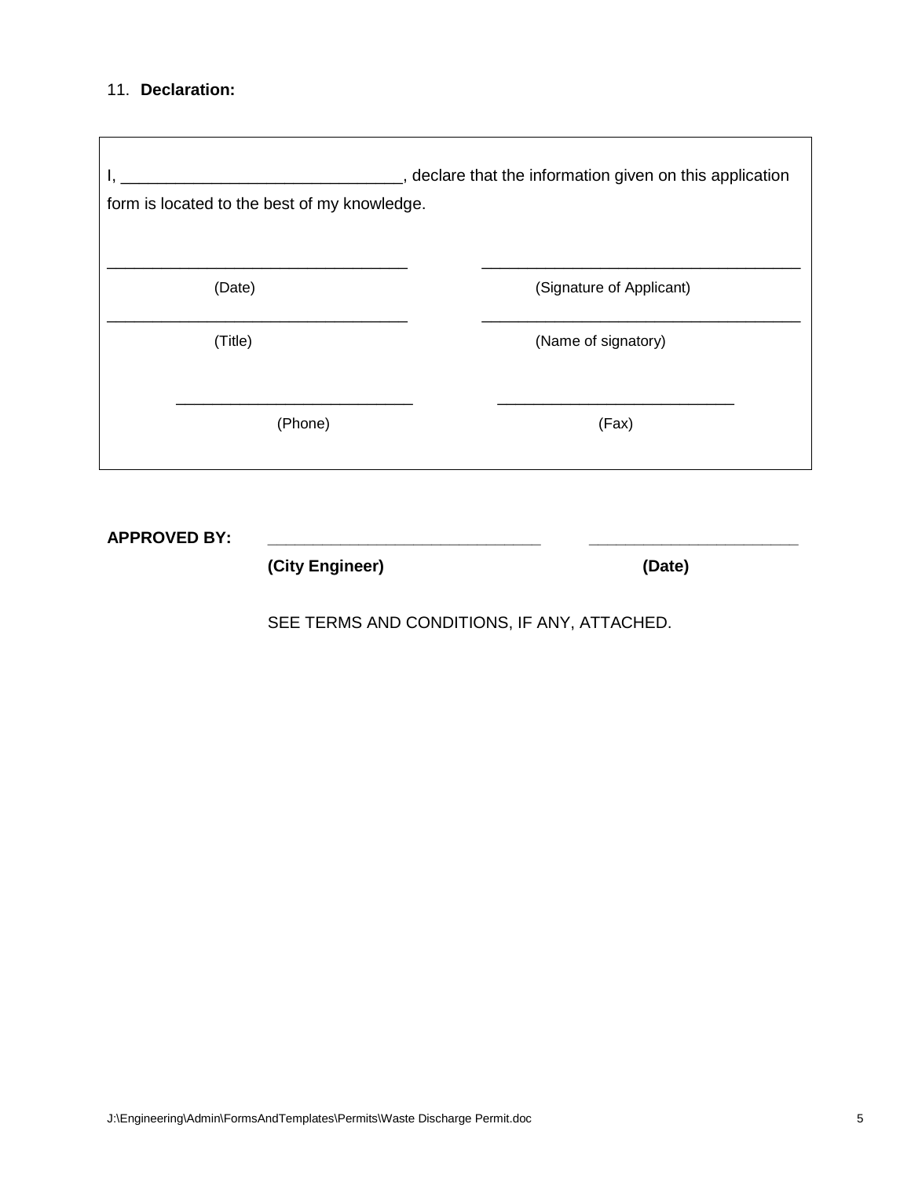11. **Declaration:**

I, ______________________________, declare that the information given on this application form is located to the best of my knowledge.

| ______________________________ | ______________________________ |
|---|---|
| (Date) | (Signature of Applicant) |
| ______________________________ | ______________________________ |
| (Title) | (Name of signatory) |
| ______________________________ | ______________________________ |
| (Phone) | (Fax) |

**APPROVED BY:** ______________________________ ______________________________

**(City Engineer)** **(Date)**

SEE TERMS AND CONDITIONS, IF ANY, ATTACHED.

J:\Engineering\Admin\FormsAndTemplates\Permits\Waste Discharge Permit.doc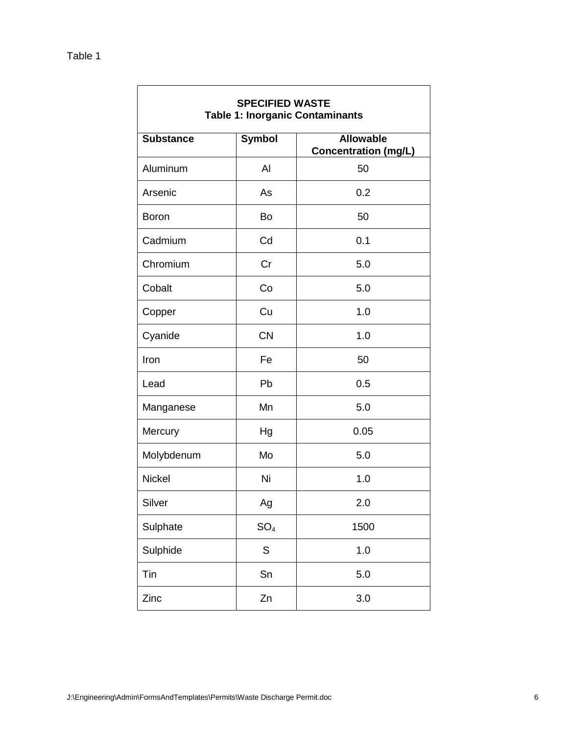Table 1

**SPECIFIED WASTE**
**Table 1: Inorganic Contaminants**

| Substance | Symbol | Allowable Concentration (mg/L) |
|---|---|---|
| Aluminum | Al | 50 |
| Arsenic | As | 0.2 |
| Boron | Bo | 50 |
| Cadmium | Cd | 0.1 |
| Chromium | Cr | 5.0 |
| Cobalt | Co | 5.0 |
| Copper | Cu | 1.0 |
| Cyanide | CN | 1.0 |
| Iron | Fe | 50 |
| Lead | Pb | 0.5 |
| Manganese | Mn | 5.0 |
| Mercury | Hg | 0.05 |
| Molybdenum | Mo | 5.0 |
| Nickel | Ni | 1.0 |
| Silver | Ag | 2.0 |
| Sulphate | $SO_4$ | 1500 |
| Sulphide | S | 1.0 |
| Tin | Sn | 5.0 |
| Zinc | Zn | 3.0 |